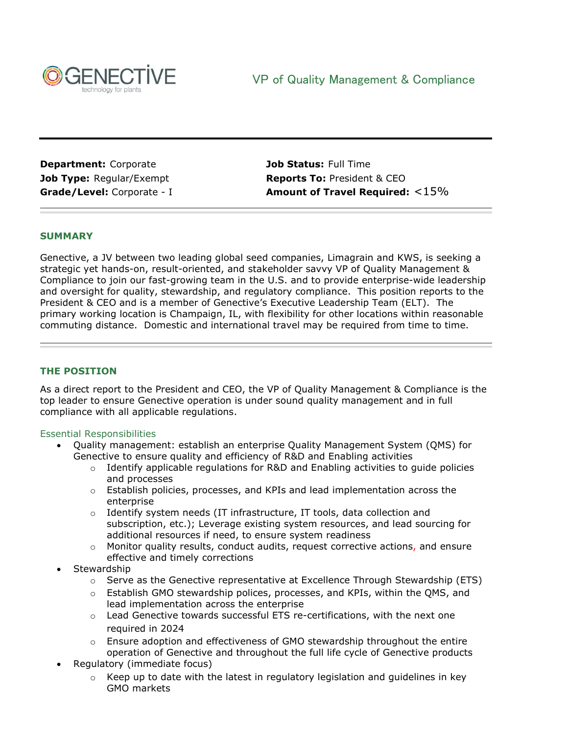GENECTIVE
technology for plants

# VP of Quality Management & Compliance

**Department:** Corporate
**Job Type:** Regular/Exempt
**Grade/Level:** Corporate - I

**Job Status:** Full Time
**Reports To:** President & CEO
**Amount of Travel Required:** <15%

## SUMMARY

Genective, a JV between two leading global seed companies, Limagrain and KWS, is seeking a strategic yet hands-on, result-oriented, and stakeholder savvy VP of Quality Management & Compliance to join our fast-growing team in the U.S. and to provide enterprise-wide leadership and oversight for quality, stewardship, and regulatory compliance. This position reports to the President & CEO and is a member of Genective's Executive Leadership Team (ELT). The primary working location is Champaign, IL, with flexibility for other locations within reasonable commuting distance. Domestic and international travel may be required from time to time.

## THE POSITION

As a direct report to the President and CEO, the VP of Quality Management & Compliance is the top leader to ensure Genective operation is under sound quality management and in full compliance with all applicable regulations.

### Essential Responsibilities

- Quality management: establish an enterprise Quality Management System (QMS) for Genective to ensure quality and efficiency of R&D and Enabling activities
  - Identify applicable regulations for R&D and Enabling activities to guide policies and processes
  - Establish policies, processes, and KPIs and lead implementation across the enterprise
  - Identify system needs (IT infrastructure, IT tools, data collection and subscription, etc.); Leverage existing system resources, and lead sourcing for additional resources if need, to ensure system readiness
  - Monitor quality results, conduct audits, request corrective actions, and ensure effective and timely corrections
- Stewardship
  - Serve as the Genective representative at Excellence Through Stewardship (ETS)
  - Establish GMO stewardship polices, processes, and KPIs, within the QMS, and lead implementation across the enterprise
  - Lead Genective towards successful ETS re-certifications, with the next one required in 2024
  - Ensure adoption and effectiveness of GMO stewardship throughout the entire operation of Genective and throughout the full life cycle of Genective products
- Regulatory (immediate focus)
  - Keep up to date with the latest in regulatory legislation and guidelines in key GMO markets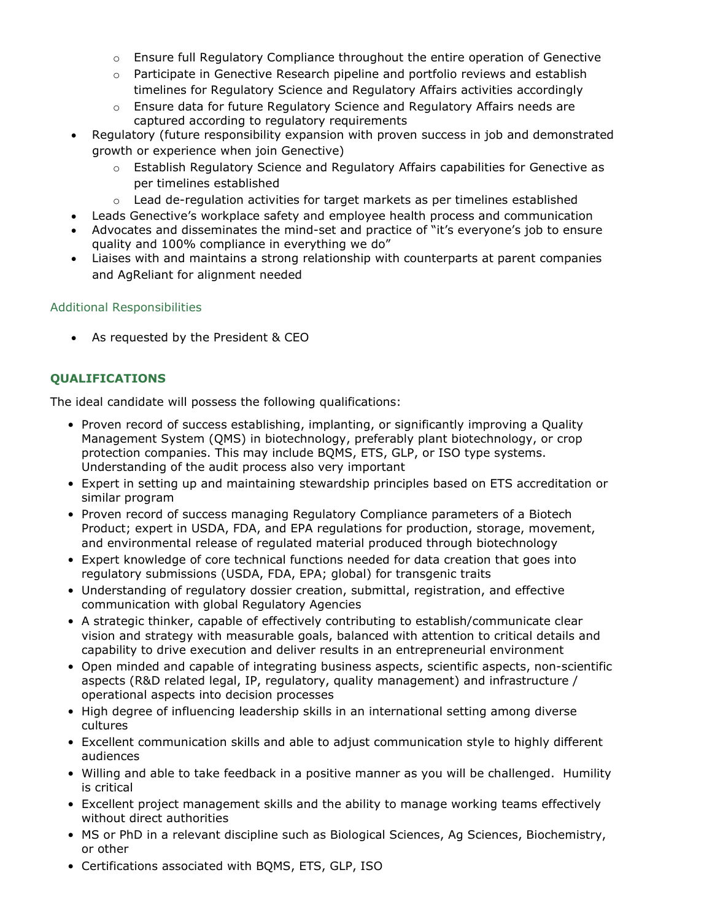- Ensure full Regulatory Compliance throughout the entire operation of Genective
  - Participate in Genective Research pipeline and portfolio reviews and establish timelines for Regulatory Science and Regulatory Affairs activities accordingly
  - Ensure data for future Regulatory Science and Regulatory Affairs needs are captured according to regulatory requirements
- Regulatory (future responsibility expansion with proven success in job and demonstrated growth or experience when join Genective)
  - Establish Regulatory Science and Regulatory Affairs capabilities for Genective as per timelines established
  - Lead de-regulation activities for target markets as per timelines established
- Leads Genective's workplace safety and employee health process and communication
- Advocates and disseminates the mind-set and practice of "it's everyone's job to ensure quality and 100% compliance in everything we do"
- Liaises with and maintains a strong relationship with counterparts at parent companies and AgReliant for alignment needed

### Additional Responsibilities

- As requested by the President & CEO

## QUALIFICATIONS

The ideal candidate will possess the following qualifications:

- Proven record of success establishing, implanting, or significantly improving a Quality Management System (QMS) in biotechnology, preferably plant biotechnology, or crop protection companies. This may include BQMS, ETS, GLP, or ISO type systems. Understanding of the audit process also very important
- Expert in setting up and maintaining stewardship principles based on ETS accreditation or similar program
- Proven record of success managing Regulatory Compliance parameters of a Biotech Product; expert in USDA, FDA, and EPA regulations for production, storage, movement, and environmental release of regulated material produced through biotechnology
- Expert knowledge of core technical functions needed for data creation that goes into regulatory submissions (USDA, FDA, EPA; global) for transgenic traits
- Understanding of regulatory dossier creation, submittal, registration, and effective communication with global Regulatory Agencies
- A strategic thinker, capable of effectively contributing to establish/communicate clear vision and strategy with measurable goals, balanced with attention to critical details and capability to drive execution and deliver results in an entrepreneurial environment
- Open minded and capable of integrating business aspects, scientific aspects, non-scientific aspects (R&D related legal, IP, regulatory, quality management) and infrastructure / operational aspects into decision processes
- High degree of influencing leadership skills in an international setting among diverse cultures
- Excellent communication skills and able to adjust communication style to highly different audiences
- Willing and able to take feedback in a positive manner as you will be challenged. Humility is critical
- Excellent project management skills and the ability to manage working teams effectively without direct authorities
- MS or PhD in a relevant discipline such as Biological Sciences, Ag Sciences, Biochemistry, or other
- Certifications associated with BQMS, ETS, GLP, ISO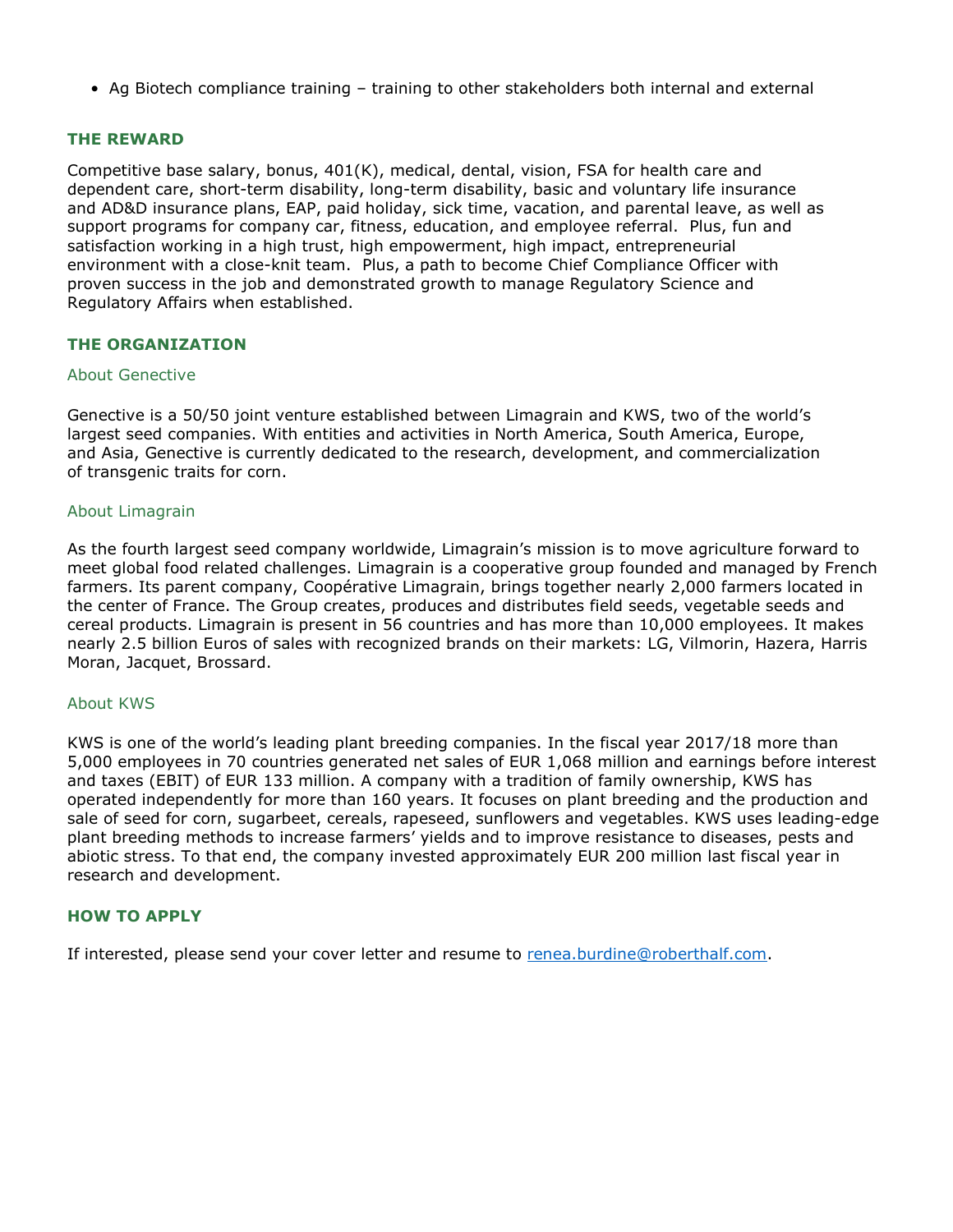- Ag Biotech compliance training – training to other stakeholders both internal and external

## THE REWARD

Competitive base salary, bonus, 401(K), medical, dental, vision, FSA for health care and dependent care, short-term disability, long-term disability, basic and voluntary life insurance and AD&D insurance plans, EAP, paid holiday, sick time, vacation, and parental leave, as well as support programs for company car, fitness, education, and employee referral. Plus, fun and satisfaction working in a high trust, high empowerment, high impact, entrepreneurial environment with a close-knit team. Plus, a path to become Chief Compliance Officer with proven success in the job and demonstrated growth to manage Regulatory Science and Regulatory Affairs when established.

## THE ORGANIZATION

### About Genective

Genective is a 50/50 joint venture established between Limagrain and KWS, two of the world's largest seed companies. With entities and activities in North America, South America, Europe, and Asia, Genective is currently dedicated to the research, development, and commercialization of transgenic traits for corn.

### About Limagrain

As the fourth largest seed company worldwide, Limagrain's mission is to move agriculture forward to meet global food related challenges. Limagrain is a cooperative group founded and managed by French farmers. Its parent company, Coopérative Limagrain, brings together nearly 2,000 farmers located in the center of France. The Group creates, produces and distributes field seeds, vegetable seeds and cereal products. Limagrain is present in 56 countries and has more than 10,000 employees. It makes nearly 2.5 billion Euros of sales with recognized brands on their markets: LG, Vilmorin, Hazera, Harris Moran, Jacquet, Brossard.

### About KWS

KWS is one of the world's leading plant breeding companies. In the fiscal year 2017/18 more than 5,000 employees in 70 countries generated net sales of EUR 1,068 million and earnings before interest and taxes (EBIT) of EUR 133 million. A company with a tradition of family ownership, KWS has operated independently for more than 160 years. It focuses on plant breeding and the production and sale of seed for corn, sugarbeet, cereals, rapeseed, sunflowers and vegetables. KWS uses leading-edge plant breeding methods to increase farmers' yields and to improve resistance to diseases, pests and abiotic stress. To that end, the company invested approximately EUR 200 million last fiscal year in research and development.

## HOW TO APPLY

If interested, please send your cover letter and resume to [renea.burdine@roberthalf.com](mailto:renea.burdine@roberthalf.com).